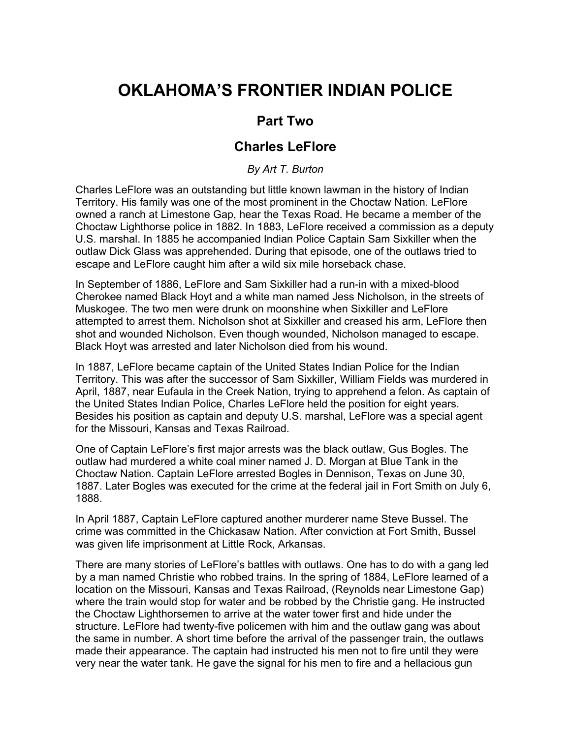# OKLAHOMA'S FRONTIER INDIAN POLICE

## Part Two

## Charles LeFlore

*By Art T. Burton*

Charles LeFlore was an outstanding but little known lawman in the history of Indian Territory. His family was one of the most prominent in the Choctaw Nation. LeFlore owned a ranch at Limestone Gap, hear the Texas Road. He became a member of the Choctaw Lighthorse police in 1882. In 1883, LeFlore received a commission as a deputy U.S. marshal. In 1885 he accompanied Indian Police Captain Sam Sixkiller when the outlaw Dick Glass was apprehended. During that episode, one of the outlaws tried to escape and LeFlore caught him after a wild six mile horseback chase.

In September of 1886, LeFlore and Sam Sixkiller had a run-in with a mixed-blood Cherokee named Black Hoyt and a white man named Jess Nicholson, in the streets of Muskogee. The two men were drunk on moonshine when Sixkiller and LeFlore attempted to arrest them. Nicholson shot at Sixkiller and creased his arm, LeFlore then shot and wounded Nicholson. Even though wounded, Nicholson managed to escape. Black Hoyt was arrested and later Nicholson died from his wound.

In 1887, LeFlore became captain of the United States Indian Police for the Indian Territory. This was after the successor of Sam Sixkiller, William Fields was murdered in April, 1887, near Eufaula in the Creek Nation, trying to apprehend a felon. As captain of the United States Indian Police, Charles LeFlore held the position for eight years. Besides his position as captain and deputy U.S. marshal, LeFlore was a special agent for the Missouri, Kansas and Texas Railroad.

One of Captain LeFlore's first major arrests was the black outlaw, Gus Bogles. The outlaw had murdered a white coal miner named J. D. Morgan at Blue Tank in the Choctaw Nation. Captain LeFlore arrested Bogles in Dennison, Texas on June 30, 1887. Later Bogles was executed for the crime at the federal jail in Fort Smith on July 6, 1888.

In April 1887, Captain LeFlore captured another murderer name Steve Bussel. The crime was committed in the Chickasaw Nation. After conviction at Fort Smith, Bussel was given life imprisonment at Little Rock, Arkansas.

There are many stories of LeFlore's battles with outlaws. One has to do with a gang led by a man named Christie who robbed trains. In the spring of 1884, LeFlore learned of a location on the Missouri, Kansas and Texas Railroad, (Reynolds near Limestone Gap) where the train would stop for water and be robbed by the Christie gang. He instructed the Choctaw Lighthorsemen to arrive at the water tower first and hide under the structure. LeFlore had twenty-five policemen with him and the outlaw gang was about the same in number. A short time before the arrival of the passenger train, the outlaws made their appearance. The captain had instructed his men not to fire until they were very near the water tank. He gave the signal for his men to fire and a hellacious gun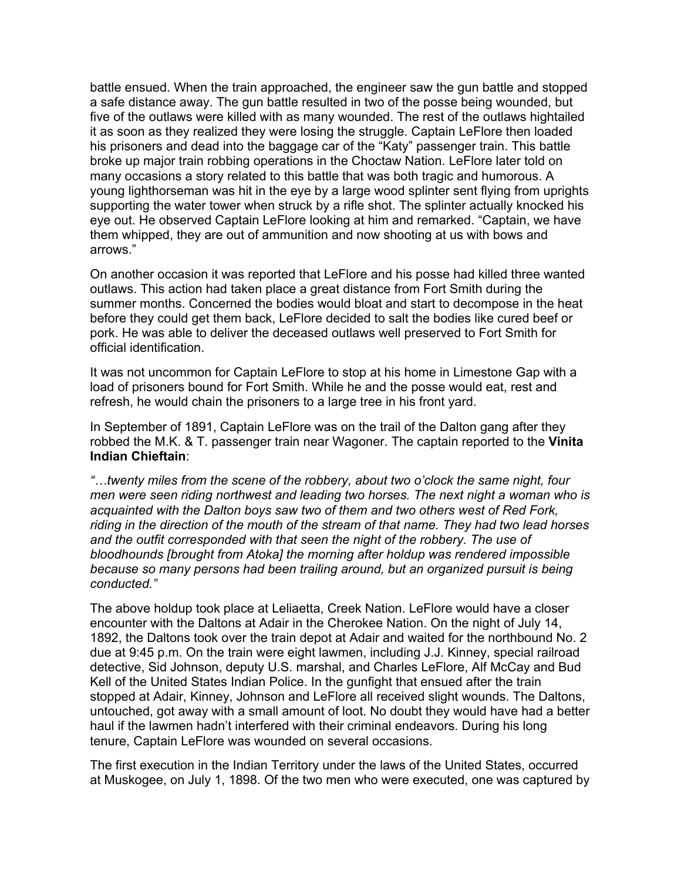battle ensued. When the train approached, the engineer saw the gun battle and stopped a safe distance away. The gun battle resulted in two of the posse being wounded, but five of the outlaws were killed with as many wounded. The rest of the outlaws hightailed it as soon as they realized they were losing the struggle. Captain LeFlore then loaded his prisoners and dead into the baggage car of the "Katy" passenger train. This battle broke up major train robbing operations in the Choctaw Nation. LeFlore later told on many occasions a story related to this battle that was both tragic and humorous. A young lighthorseman was hit in the eye by a large wood splinter sent flying from uprights supporting the water tower when struck by a rifle shot. The splinter actually knocked his eye out. He observed Captain LeFlore looking at him and remarked. "Captain, we have them whipped, they are out of ammunition and now shooting at us with bows and arrows."

On another occasion it was reported that LeFlore and his posse had killed three wanted outlaws. This action had taken place a great distance from Fort Smith during the summer months. Concerned the bodies would bloat and start to decompose in the heat before they could get them back, LeFlore decided to salt the bodies like cured beef or pork. He was able to deliver the deceased outlaws well preserved to Fort Smith for official identification.

It was not uncommon for Captain LeFlore to stop at his home in Limestone Gap with a load of prisoners bound for Fort Smith. While he and the posse would eat, rest and refresh, he would chain the prisoners to a large tree in his front yard.

In September of 1891, Captain LeFlore was on the trail of the Dalton gang after they robbed the M.K. & T. passenger train near Wagoner. The captain reported to the **Vinita Indian Chieftain**:

*"…twenty miles from the scene of the robbery, about two o'clock the same night, four men were seen riding northwest and leading two horses. The next night a woman who is acquainted with the Dalton boys saw two of them and two others west of Red Fork, riding in the direction of the mouth of the stream of that name. They had two lead horses and the outfit corresponded with that seen the night of the robbery. The use of bloodhounds [brought from Atoka] the morning after holdup was rendered impossible because so many persons had been trailing around, but an organized pursuit is being conducted."*

The above holdup took place at Leliaetta, Creek Nation. LeFlore would have a closer encounter with the Daltons at Adair in the Cherokee Nation. On the night of July 14, 1892, the Daltons took over the train depot at Adair and waited for the northbound No. 2 due at 9:45 p.m. On the train were eight lawmen, including J.J. Kinney, special railroad detective, Sid Johnson, deputy U.S. marshal, and Charles LeFlore, Alf McCay and Bud Kell of the United States Indian Police. In the gunfight that ensued after the train stopped at Adair, Kinney, Johnson and LeFlore all received slight wounds. The Daltons, untouched, got away with a small amount of loot. No doubt they would have had a better haul if the lawmen hadn't interfered with their criminal endeavors. During his long tenure, Captain LeFlore was wounded on several occasions.

The first execution in the Indian Territory under the laws of the United States, occurred at Muskogee, on July 1, 1898. Of the two men who were executed, one was captured by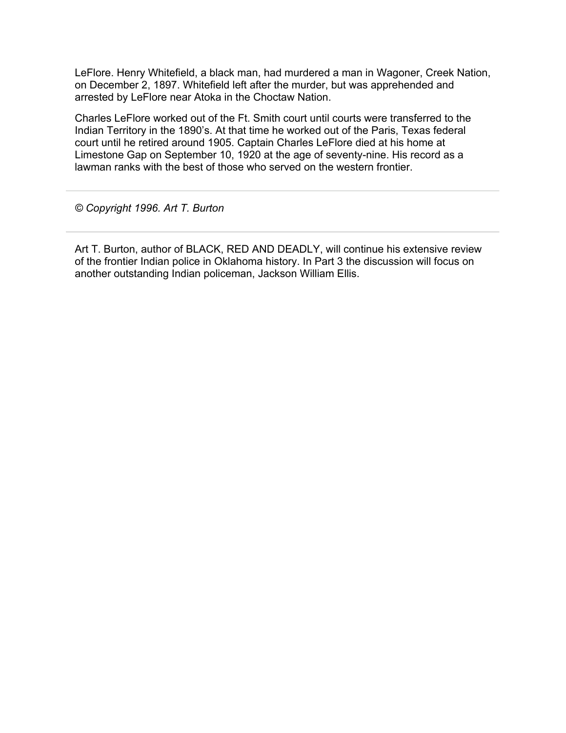LeFlore. Henry Whitefield, a black man, had murdered a man in Wagoner, Creek Nation, on December 2, 1897. Whitefield left after the murder, but was apprehended and arrested by LeFlore near Atoka in the Choctaw Nation.

Charles LeFlore worked out of the Ft. Smith court until courts were transferred to the Indian Territory in the 1890's. At that time he worked out of the Paris, Texas federal court until he retired around 1905. Captain Charles LeFlore died at his home at Limestone Gap on September 10, 1920 at the age of seventy-nine. His record as a lawman ranks with the best of those who served on the western frontier.

---

*© Copyright 1996. Art T. Burton*

---

Art T. Burton, author of BLACK, RED AND DEADLY, will continue his extensive review of the frontier Indian police in Oklahoma history. In Part 3 the discussion will focus on another outstanding Indian policeman, Jackson William Ellis.